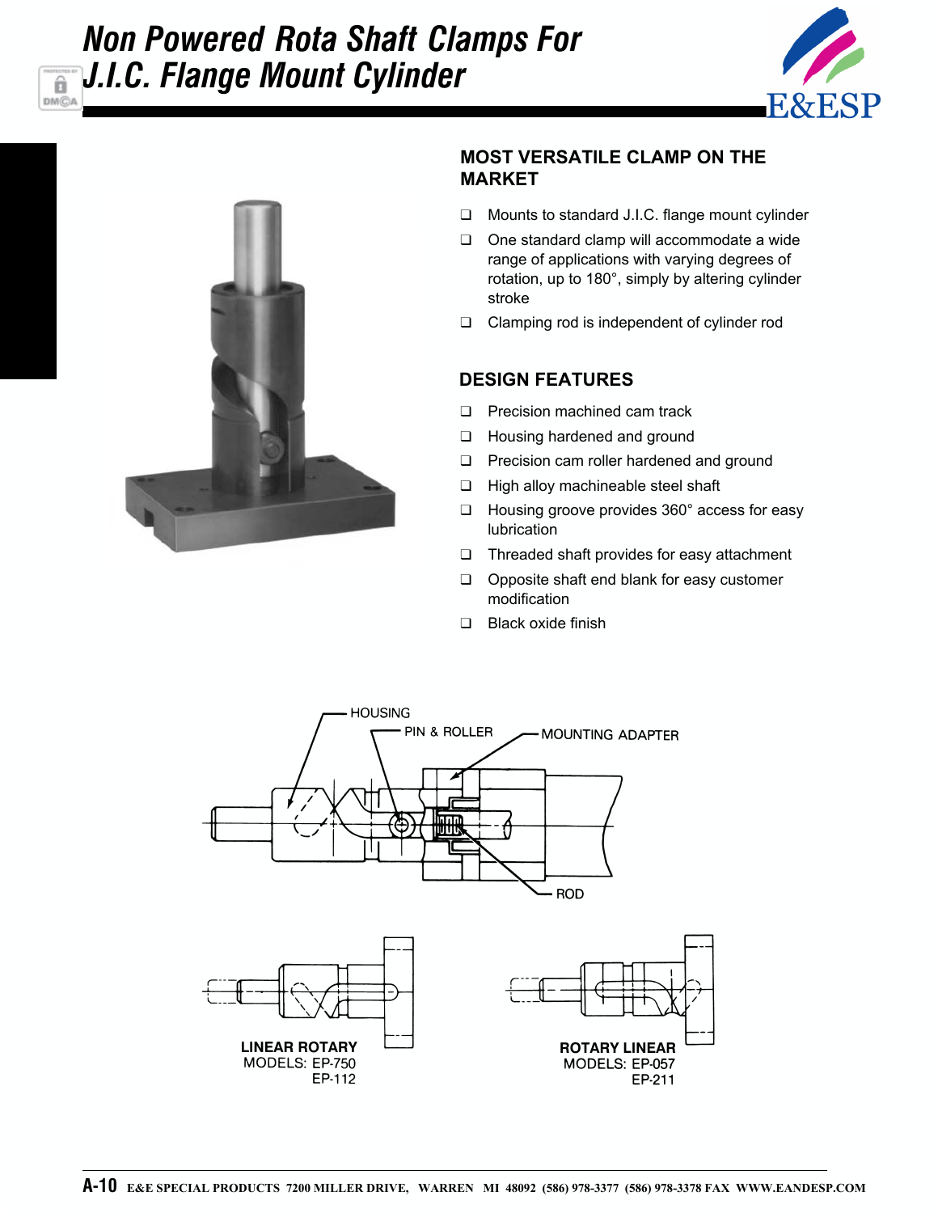# Non Powered Rota Shaft Clamps For J.I.C. Flange Mount Cylinder

## MOST VERSATILE CLAMP ON THE MARKET

- Mounts to standard J.I.C. flange mount cylinder
- One standard clamp will accommodate a wide range of applications with varying degrees of rotation, up to 180°, simply by altering cylinder stroke
- Clamping rod is independent of cylinder rod

## DESIGN FEATURES

- Precision machined cam track
- Housing hardened and ground
- Precision cam roller hardened and ground
- High alloy machineable steel shaft
- Housing groove provides 360° access for easy lubrication
- Threaded shaft provides for easy attachment
- Opposite shaft end blank for easy customer modification
- Black oxide finish

HOUSING

PIN & ROLLER

MOUNTING ADAPTER

ROD

**LINEAR ROTARY**
MODELS: EP-750
EP-112

**ROTARY LINEAR**
MODELS: EP-057
EP-211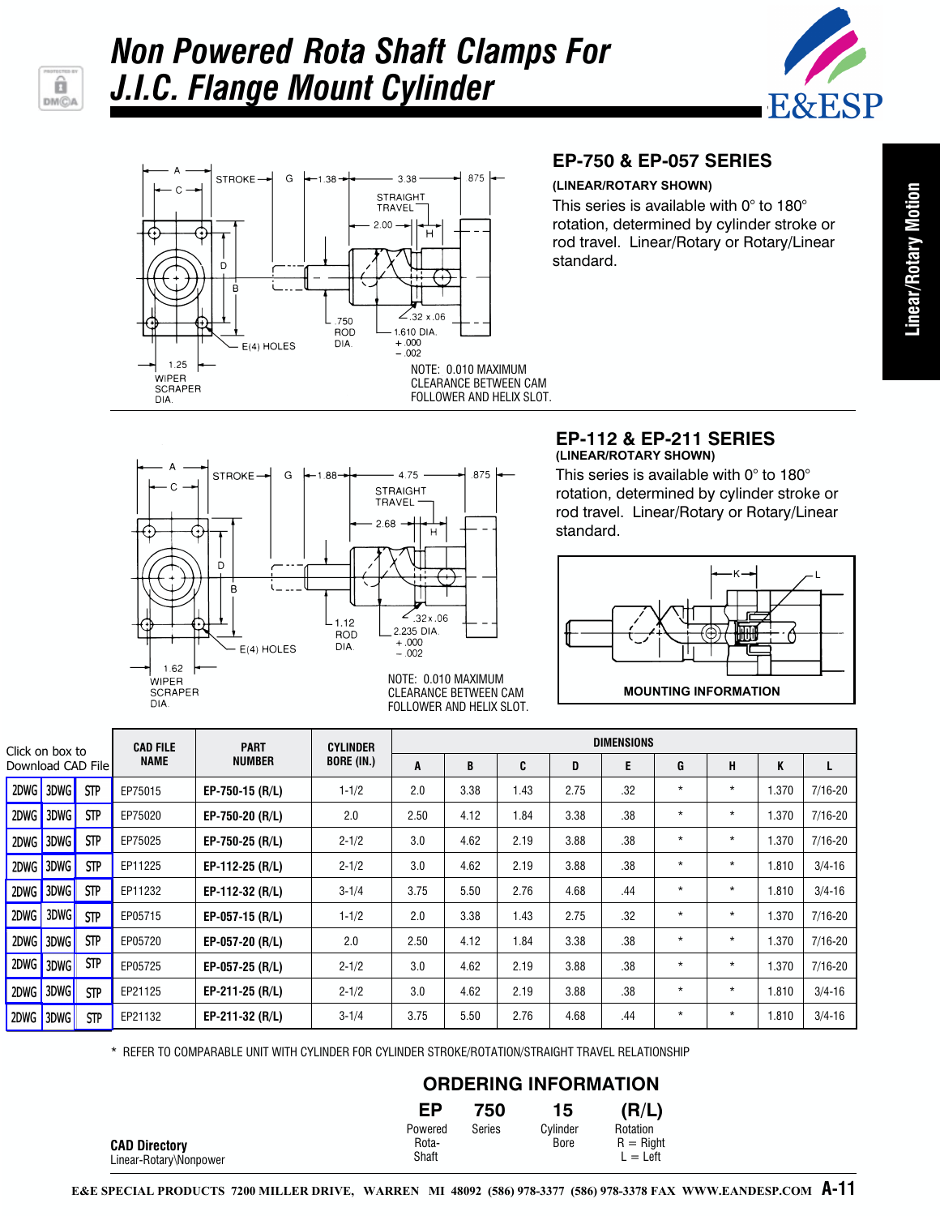# Non Powered Rota Shaft Clamps For J.I.C. Flange Mount Cylinder

## EP-750 & EP-057 SERIES

**(LINEAR/ROTARY SHOWN)**

This series is available with 0° to 180° rotation, determined by cylinder stroke or rod travel. Linear/Rotary or Rotary/Linear standard.

A
C
STROKE
G
1.38
3.38
.875
STRAIGHT TRAVEL
2.00
H
D
B
.750 ROD DIA.
.32 x .06
1.610 DIA. + .000 − .002
E(4) HOLES
1.25 WIPER SCRAPER DIA.

NOTE: 0.010 MAXIMUM CLEARANCE BETWEEN CAM FOLLOWER AND HELIX SLOT.

## EP-112 & EP-211 SERIES

**(LINEAR/ROTARY SHOWN)**

This series is available with 0° to 180° rotation, determined by cylinder stroke or rod travel. Linear/Rotary or Rotary/Linear standard.

A
C
STROKE
G
1.88
4.75
.875
STRAIGHT TRAVEL
2.68
H
D
B
1.12 ROD DIA.
.32 x .06
2.235 DIA. + .000 − .002
E(4) HOLES
1.62 WIPER SCRAPER DIA.

NOTE: 0.010 MAXIMUM CLEARANCE BETWEEN CAM FOLLOWER AND HELIX SLOT.

K
L
MOUNTING INFORMATION

| Click on box to Download CAD File | CAD FILE NAME | PART NUMBER | CYLINDER BORE (IN.) | DIMENSIONS | | | | | | | | |
|---|---|---|---|---|---|---|---|---|---|---|---|---|
| | | | | A | B | C | D | E | G | H | K | L |
| 2DWG 3DWG STP | EP75015 | **EP-750-15 (R/L)** | 1-1/2 | 2.0 | 3.38 | 1.43 | 2.75 | .32 | * | * | 1.370 | 7/16-20 |
| 2DWG 3DWG STP | EP75020 | **EP-750-20 (R/L)** | 2.0 | 2.50 | 4.12 | 1.84 | 3.38 | .38 | * | * | 1.370 | 7/16-20 |
| 2DWG 3DWG STP | EP75025 | **EP-750-25 (R/L)** | 2-1/2 | 3.0 | 4.62 | 2.19 | 3.88 | .38 | * | * | 1.370 | 7/16-20 |
| 2DWG 3DWG STP | EP11225 | **EP-112-25 (R/L)** | 2-1/2 | 3.0 | 4.62 | 2.19 | 3.88 | .38 | * | * | 1.810 | 3/4-16 |
| 2DWG 3DWG STP | EP11232 | **EP-112-32 (R/L)** | 3-1/4 | 3.75 | 5.50 | 2.76 | 4.68 | .44 | * | * | 1.810 | 3/4-16 |
| 2DWG 3DWG STP | EP05715 | **EP-057-15 (R/L)** | 1-1/2 | 2.0 | 3.38 | 1.43 | 2.75 | .32 | * | * | 1.370 | 7/16-20 |
| 2DWG 3DWG STP | EP05720 | **EP-057-20 (R/L)** | 2.0 | 2.50 | 4.12 | 1.84 | 3.38 | .38 | * | * | 1.370 | 7/16-20 |
| 2DWG 3DWG STP | EP05725 | **EP-057-25 (R/L)** | 2-1/2 | 3.0 | 4.62 | 2.19 | 3.88 | .38 | * | * | 1.370 | 7/16-20 |
| 2DWG 3DWG STP | EP21125 | **EP-211-25 (R/L)** | 2-1/2 | 3.0 | 4.62 | 2.19 | 3.88 | .38 | * | * | 1.810 | 3/4-16 |
| 2DWG 3DWG STP | EP21132 | **EP-211-32 (R/L)** | 3-1/4 | 3.75 | 5.50 | 2.76 | 4.68 | .44 | * | * | 1.810 | 3/4-16 |

* REFER TO COMPARABLE UNIT WITH CYLINDER FOR CYLINDER STROKE/ROTATION/STRAIGHT TRAVEL RELATIONSHIP

## ORDERING INFORMATION

| EP | 750 | 15 | (R/L) |
|---|---|---|---|
| Powered Rota-Shaft | Series | Cylinder Bore | Rotation R = Right L = Left |

**CAD Directory**
Linear-Rotary\Nonpower

E&E SPECIAL PRODUCTS 7200 MILLER DRIVE, WARREN MI 48092 (586) 978-3377 (586) 978-3378 FAX WWW.EANDESP.COM